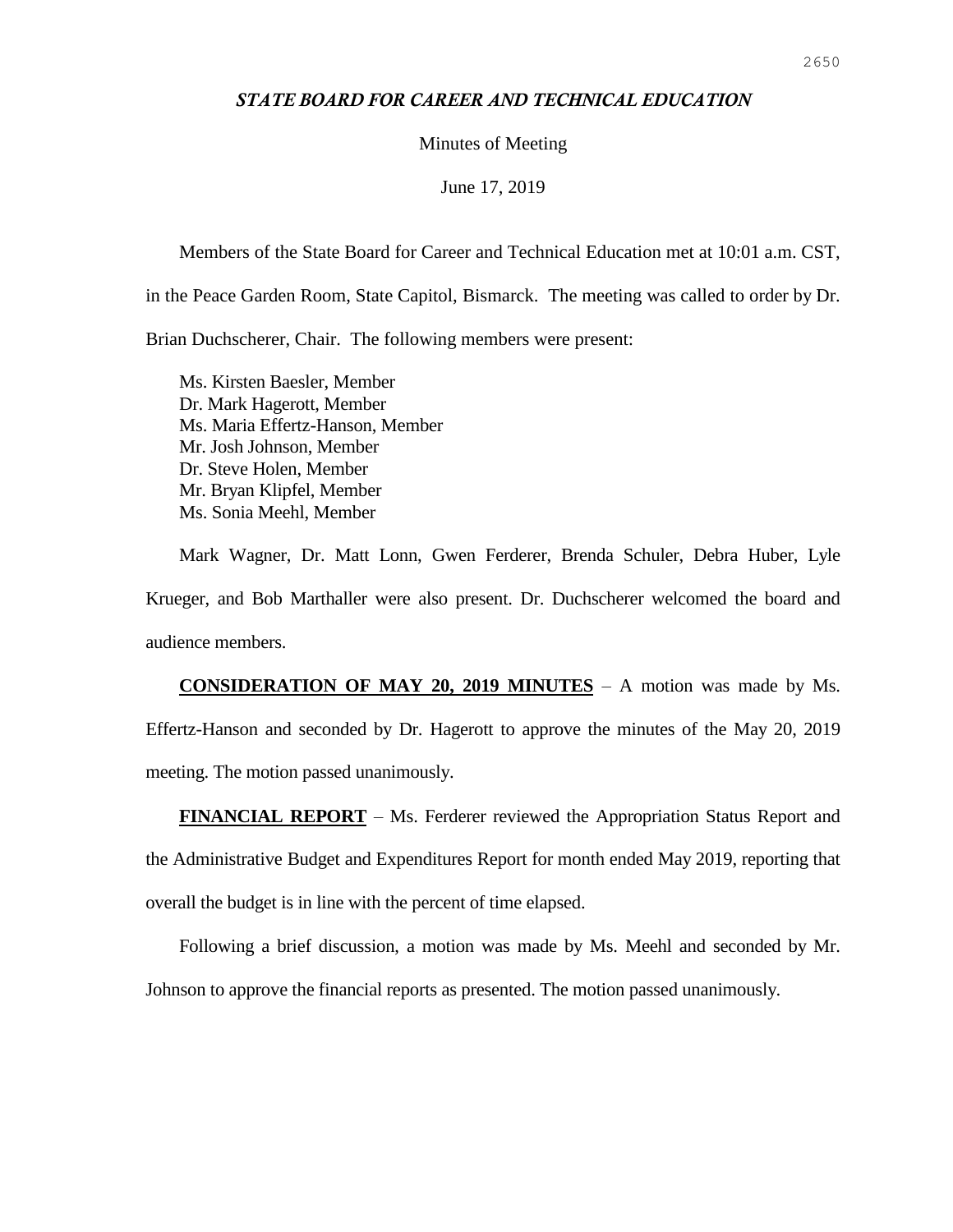# *STATE BOARD FOR CAREER AND TECHNICAL EDUCATION*

Minutes of Meeting

June 17, 2019

Members of the State Board for Career and Technical Education met at 10:01 a.m. CST, in the Peace Garden Room, State Capitol, Bismarck. The meeting was called to order by Dr. Brian Duchscherer, Chair. The following members were present:

Ms. Kirsten Baesler, Member
Dr. Mark Hagerott, Member
Ms. Maria Effertz-Hanson, Member
Mr. Josh Johnson, Member
Dr. Steve Holen, Member
Mr. Bryan Klipfel, Member
Ms. Sonia Meehl, Member

Mark Wagner, Dr. Matt Lonn, Gwen Ferderer, Brenda Schuler, Debra Huber, Lyle Krueger, and Bob Marthaller were also present. Dr. Duchscherer welcomed the board and audience members.

**CONSIDERATION OF MAY 20, 2019 MINUTES** – A motion was made by Ms. Effertz-Hanson and seconded by Dr. Hagerott to approve the minutes of the May 20, 2019 meeting. The motion passed unanimously.

**FINANCIAL REPORT** – Ms. Ferderer reviewed the Appropriation Status Report and the Administrative Budget and Expenditures Report for month ended May 2019, reporting that overall the budget is in line with the percent of time elapsed.

Following a brief discussion, a motion was made by Ms. Meehl and seconded by Mr. Johnson to approve the financial reports as presented. The motion passed unanimously.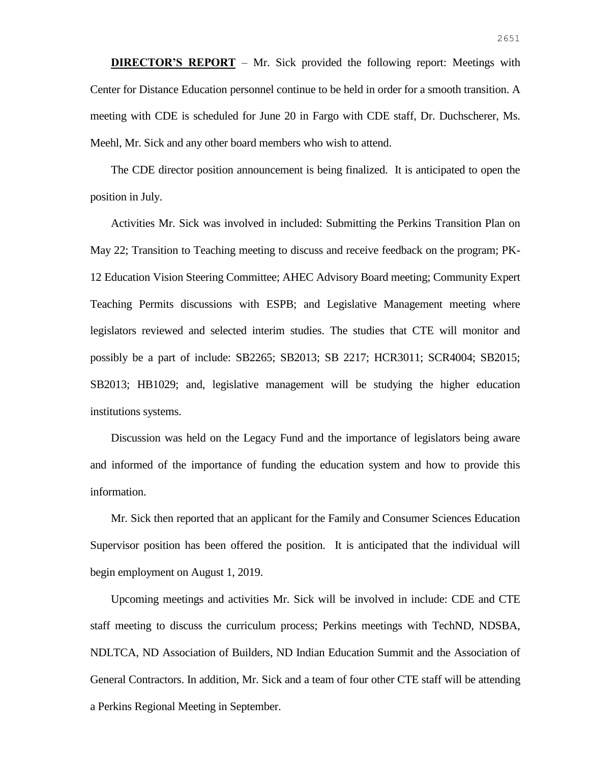**DIRECTOR'S REPORT** – Mr. Sick provided the following report: Meetings with Center for Distance Education personnel continue to be held in order for a smooth transition. A meeting with CDE is scheduled for June 20 in Fargo with CDE staff, Dr. Duchscherer, Ms. Meehl, Mr. Sick and any other board members who wish to attend.

The CDE director position announcement is being finalized. It is anticipated to open the position in July.

Activities Mr. Sick was involved in included: Submitting the Perkins Transition Plan on May 22; Transition to Teaching meeting to discuss and receive feedback on the program; PK-12 Education Vision Steering Committee; AHEC Advisory Board meeting; Community Expert Teaching Permits discussions with ESPB; and Legislative Management meeting where legislators reviewed and selected interim studies. The studies that CTE will monitor and possibly be a part of include: SB2265; SB2013; SB 2217; HCR3011; SCR4004; SB2015; SB2013; HB1029; and, legislative management will be studying the higher education institutions systems.

Discussion was held on the Legacy Fund and the importance of legislators being aware and informed of the importance of funding the education system and how to provide this information.

Mr. Sick then reported that an applicant for the Family and Consumer Sciences Education Supervisor position has been offered the position. It is anticipated that the individual will begin employment on August 1, 2019.

Upcoming meetings and activities Mr. Sick will be involved in include: CDE and CTE staff meeting to discuss the curriculum process; Perkins meetings with TechND, NDSBA, NDLTCA, ND Association of Builders, ND Indian Education Summit and the Association of General Contractors. In addition, Mr. Sick and a team of four other CTE staff will be attending a Perkins Regional Meeting in September.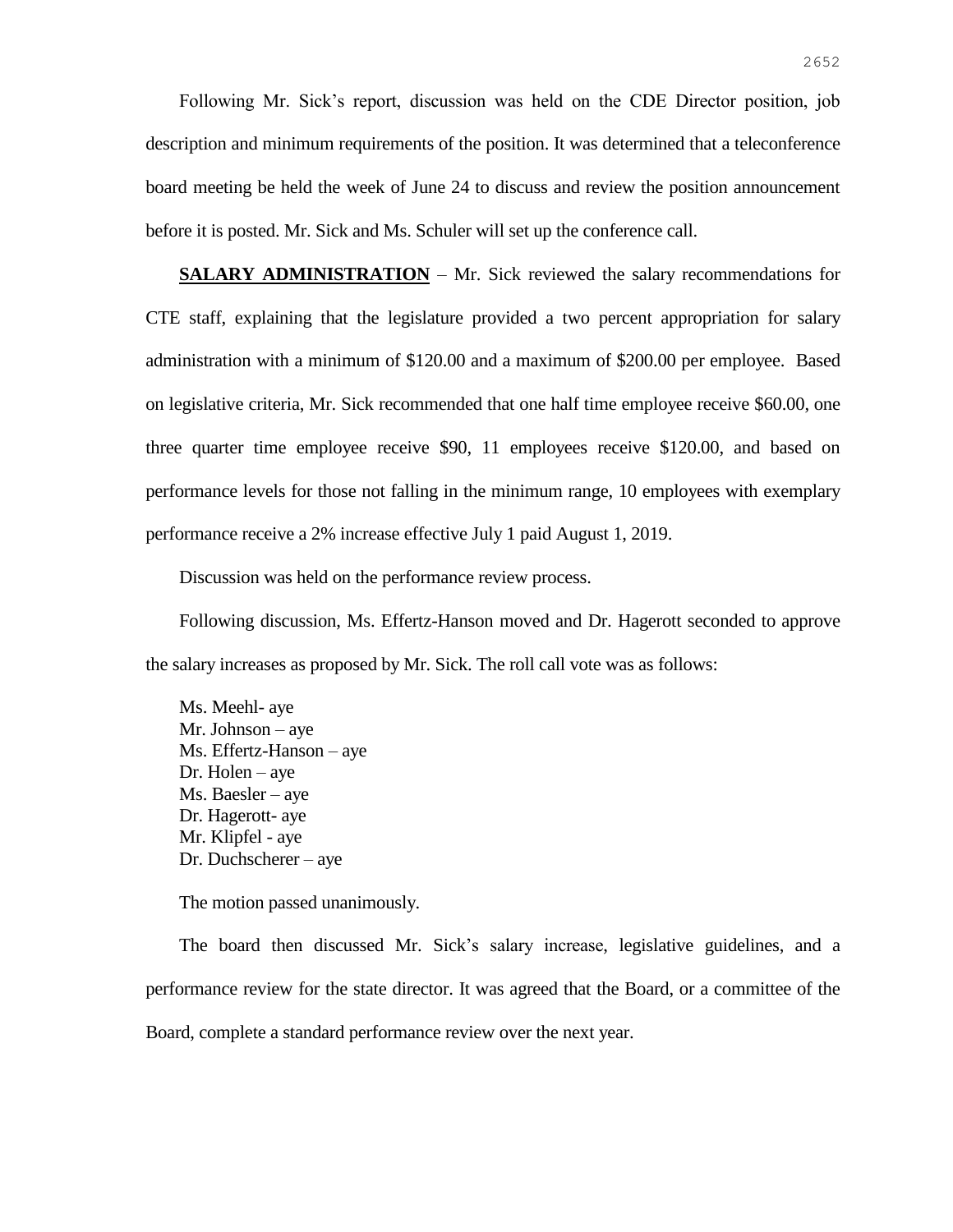Following Mr. Sick's report, discussion was held on the CDE Director position, job description and minimum requirements of the position. It was determined that a teleconference board meeting be held the week of June 24 to discuss and review the position announcement before it is posted. Mr. Sick and Ms. Schuler will set up the conference call.

**SALARY ADMINISTRATION** – Mr. Sick reviewed the salary recommendations for CTE staff, explaining that the legislature provided a two percent appropriation for salary administration with a minimum of $120.00 and a maximum of $200.00 per employee. Based on legislative criteria, Mr. Sick recommended that one half time employee receive $60.00, one three quarter time employee receive $90, 11 employees receive $120.00, and based on performance levels for those not falling in the minimum range, 10 employees with exemplary performance receive a 2% increase effective July 1 paid August 1, 2019.

Discussion was held on the performance review process.

Following discussion, Ms. Effertz-Hanson moved and Dr. Hagerott seconded to approve the salary increases as proposed by Mr. Sick. The roll call vote was as follows:

Ms. Meehl- aye
Mr. Johnson – aye
Ms. Effertz-Hanson – aye
Dr. Holen – aye
Ms. Baesler – aye
Dr. Hagerott- aye
Mr. Klipfel - aye
Dr. Duchscherer – aye

The motion passed unanimously.

The board then discussed Mr. Sick's salary increase, legislative guidelines, and a performance review for the state director. It was agreed that the Board, or a committee of the Board, complete a standard performance review over the next year.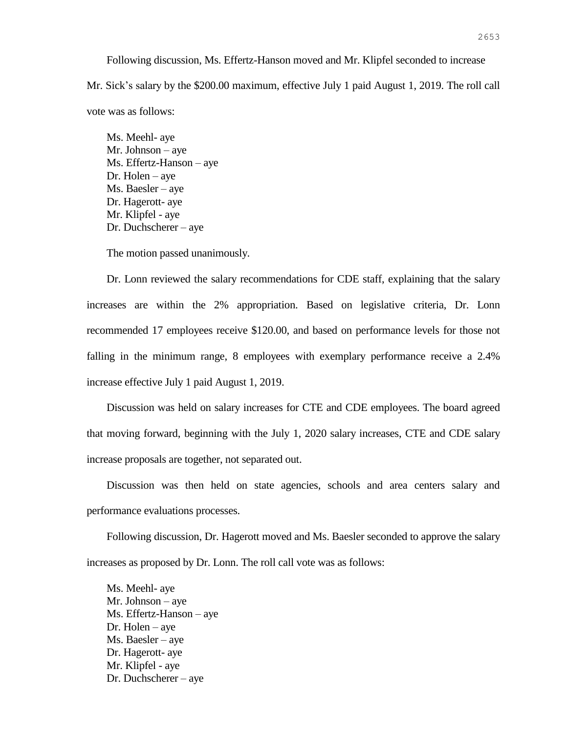Following discussion, Ms. Effertz-Hanson moved and Mr. Klipfel seconded to increase Mr. Sick's salary by the $200.00 maximum, effective July 1 paid August 1, 2019. The roll call vote was as follows:

Ms. Meehl- aye  
Mr. Johnson – aye  
Ms. Effertz-Hanson – aye  
Dr. Holen – aye  
Ms. Baesler – aye  
Dr. Hagerott- aye  
Mr. Klipfel - aye  
Dr. Duchscherer – aye

The motion passed unanimously.

Dr. Lonn reviewed the salary recommendations for CDE staff, explaining that the salary increases are within the 2% appropriation. Based on legislative criteria, Dr. Lonn recommended 17 employees receive $120.00, and based on performance levels for those not falling in the minimum range, 8 employees with exemplary performance receive a 2.4% increase effective July 1 paid August 1, 2019.

Discussion was held on salary increases for CTE and CDE employees. The board agreed that moving forward, beginning with the July 1, 2020 salary increases, CTE and CDE salary increase proposals are together, not separated out.

Discussion was then held on state agencies, schools and area centers salary and performance evaluations processes.

Following discussion, Dr. Hagerott moved and Ms. Baesler seconded to approve the salary increases as proposed by Dr. Lonn. The roll call vote was as follows:

Ms. Meehl- aye  
Mr. Johnson – aye  
Ms. Effertz-Hanson – aye  
Dr. Holen – aye  
Ms. Baesler – aye  
Dr. Hagerott- aye  
Mr. Klipfel - aye  
Dr. Duchscherer – aye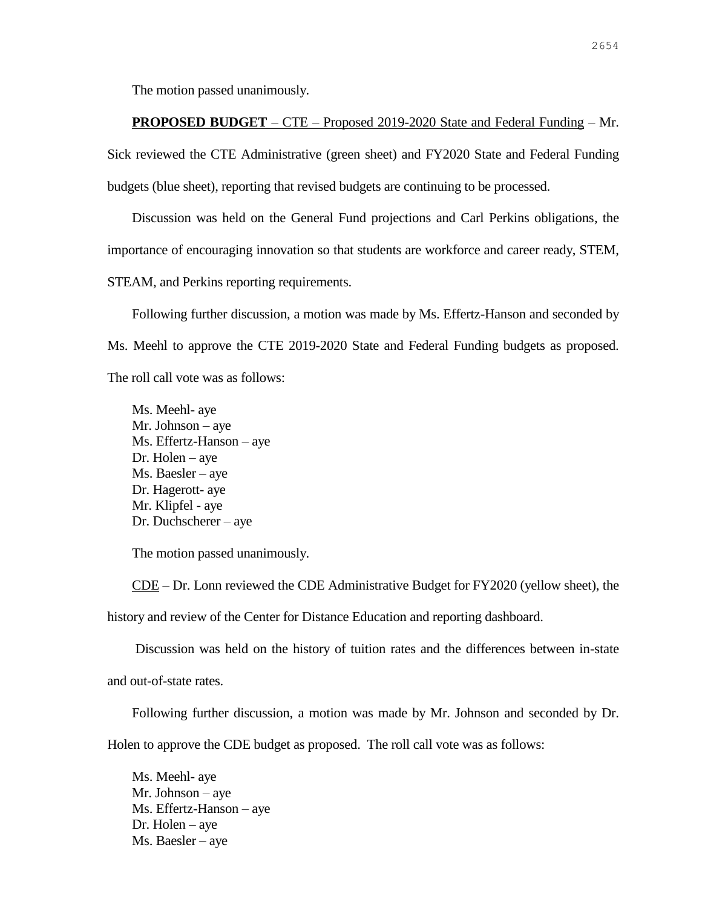The motion passed unanimously.

**PROPOSED BUDGET** – CTE – Proposed 2019-2020 State and Federal Funding – Mr. Sick reviewed the CTE Administrative (green sheet) and FY2020 State and Federal Funding budgets (blue sheet), reporting that revised budgets are continuing to be processed.

Discussion was held on the General Fund projections and Carl Perkins obligations, the importance of encouraging innovation so that students are workforce and career ready, STEM, STEAM, and Perkins reporting requirements.

Following further discussion, a motion was made by Ms. Effertz-Hanson and seconded by Ms. Meehl to approve the CTE 2019-2020 State and Federal Funding budgets as proposed. The roll call vote was as follows:

Ms. Meehl- aye
Mr. Johnson – aye
Ms. Effertz-Hanson – aye
Dr. Holen – aye
Ms. Baesler – aye
Dr. Hagerott- aye
Mr. Klipfel - aye
Dr. Duchscherer – aye

The motion passed unanimously.

CDE – Dr. Lonn reviewed the CDE Administrative Budget for FY2020 (yellow sheet), the history and review of the Center for Distance Education and reporting dashboard.

Discussion was held on the history of tuition rates and the differences between in-state and out-of-state rates.

Following further discussion, a motion was made by Mr. Johnson and seconded by Dr. Holen to approve the CDE budget as proposed. The roll call vote was as follows:

Ms. Meehl- aye
Mr. Johnson – aye
Ms. Effertz-Hanson – aye
Dr. Holen – aye
Ms. Baesler – aye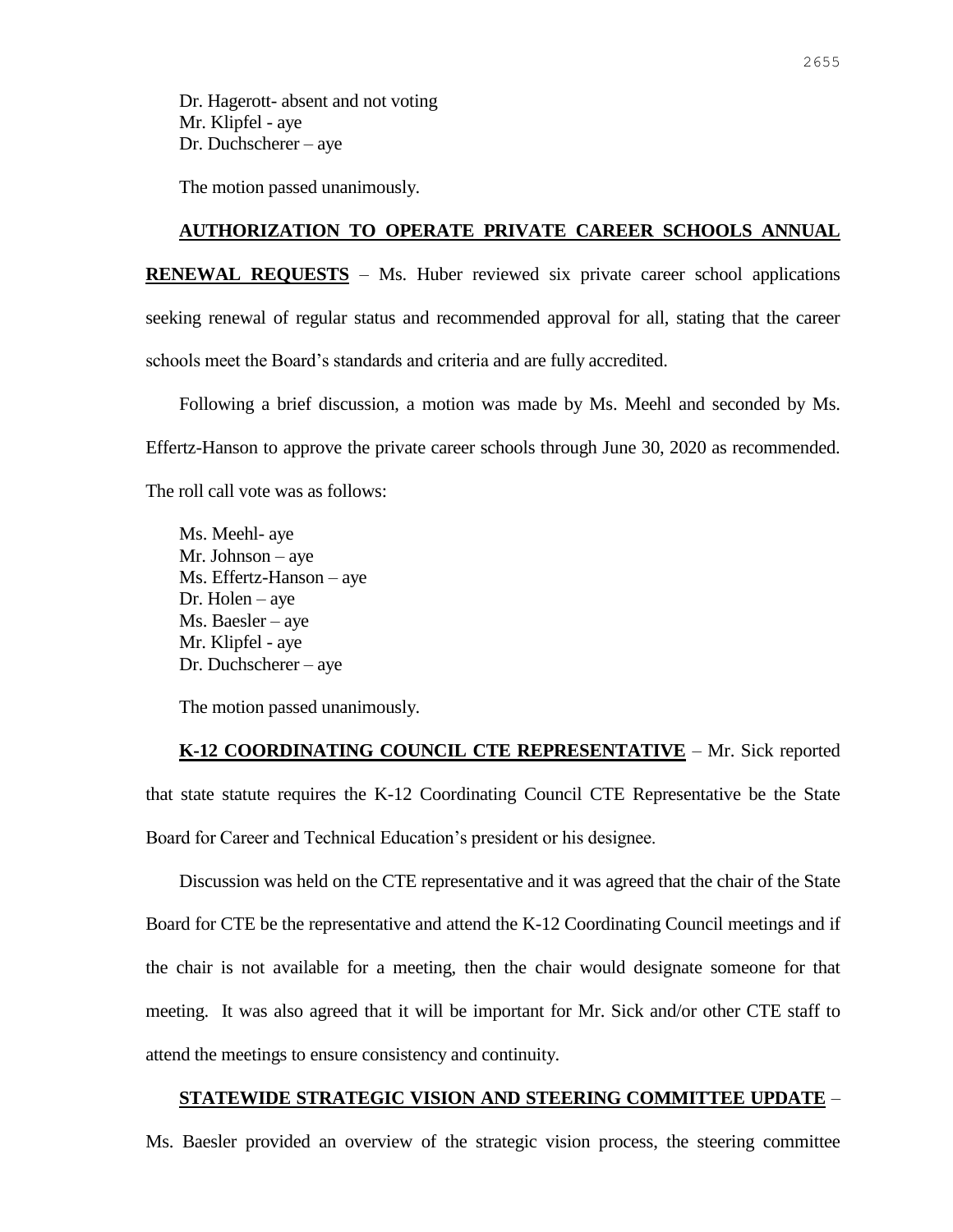Dr. Hagerott- absent and not voting
Mr. Klipfel - aye
Dr. Duchscherer – aye

The motion passed unanimously.

**AUTHORIZATION TO OPERATE PRIVATE CAREER SCHOOLS ANNUAL RENEWAL REQUESTS** – Ms. Huber reviewed six private career school applications seeking renewal of regular status and recommended approval for all, stating that the career schools meet the Board's standards and criteria and are fully accredited.

Following a brief discussion, a motion was made by Ms. Meehl and seconded by Ms. Effertz-Hanson to approve the private career schools through June 30, 2020 as recommended. The roll call vote was as follows:

Ms. Meehl- aye
Mr. Johnson – aye
Ms. Effertz-Hanson – aye
Dr. Holen – aye
Ms. Baesler – aye
Mr. Klipfel - aye
Dr. Duchscherer – aye

The motion passed unanimously.

**K-12 COORDINATING COUNCIL CTE REPRESENTATIVE** – Mr. Sick reported that state statute requires the K-12 Coordinating Council CTE Representative be the State Board for Career and Technical Education's president or his designee.

Discussion was held on the CTE representative and it was agreed that the chair of the State Board for CTE be the representative and attend the K-12 Coordinating Council meetings and if the chair is not available for a meeting, then the chair would designate someone for that meeting. It was also agreed that it will be important for Mr. Sick and/or other CTE staff to attend the meetings to ensure consistency and continuity.

**STATEWIDE STRATEGIC VISION AND STEERING COMMITTEE UPDATE** – Ms. Baesler provided an overview of the strategic vision process, the steering committee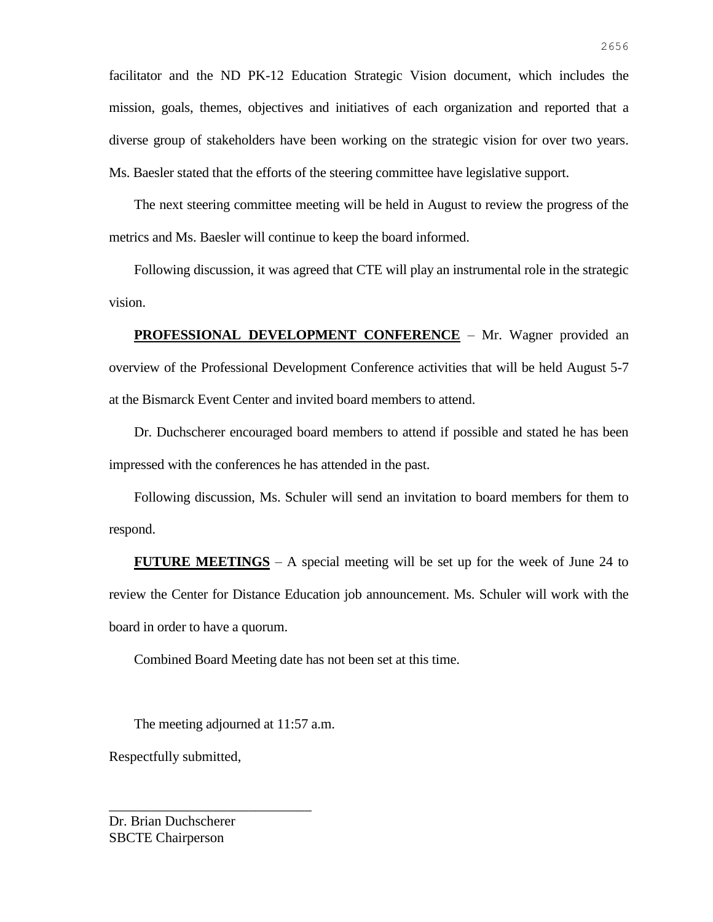facilitator and the ND PK-12 Education Strategic Vision document, which includes the mission, goals, themes, objectives and initiatives of each organization and reported that a diverse group of stakeholders have been working on the strategic vision for over two years. Ms. Baesler stated that the efforts of the steering committee have legislative support.

The next steering committee meeting will be held in August to review the progress of the metrics and Ms. Baesler will continue to keep the board informed.

Following discussion, it was agreed that CTE will play an instrumental role in the strategic vision.

**PROFESSIONAL DEVELOPMENT CONFERENCE** – Mr. Wagner provided an overview of the Professional Development Conference activities that will be held August 5-7 at the Bismarck Event Center and invited board members to attend.

Dr. Duchscherer encouraged board members to attend if possible and stated he has been impressed with the conferences he has attended in the past.

Following discussion, Ms. Schuler will send an invitation to board members for them to respond.

**FUTURE MEETINGS** – A special meeting will be set up for the week of June 24 to review the Center for Distance Education job announcement. Ms. Schuler will work with the board in order to have a quorum.

Combined Board Meeting date has not been set at this time.

The meeting adjourned at 11:57 a.m.

Respectfully submitted,

______________________________

Dr. Brian Duchscherer
SBCTE Chairperson